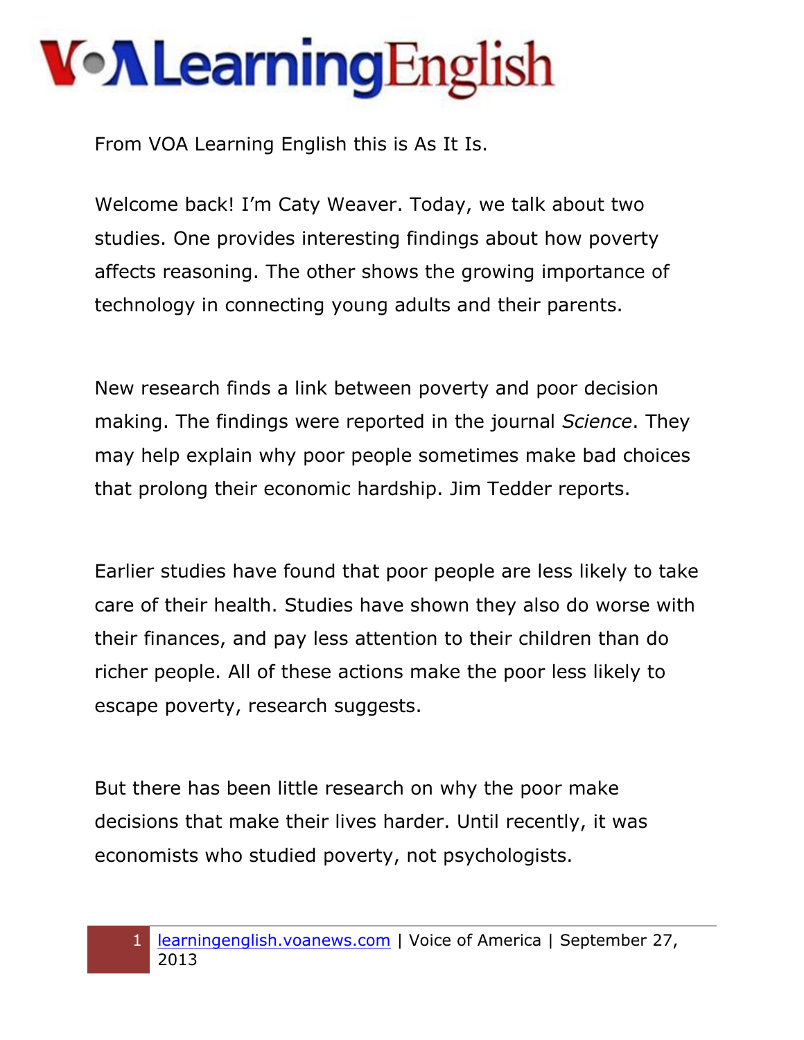# VOA Learning English

From VOA Learning English this is As It Is.

Welcome back! I'm Caty Weaver. Today, we talk about two studies. One provides interesting findings about how poverty affects reasoning. The other shows the growing importance of technology in connecting young adults and their parents.

New research finds a link between poverty and poor decision making. The findings were reported in the journal *Science*. They may help explain why poor people sometimes make bad choices that prolong their economic hardship. Jim Tedder reports.

Earlier studies have found that poor people are less likely to take care of their health. Studies have shown they also do worse with their finances, and pay less attention to their children than do richer people. All of these actions make the poor less likely to escape poverty, research suggests.

But there has been little research on why the poor make decisions that make their lives harder. Until recently, it was economists who studied poverty, not psychologists.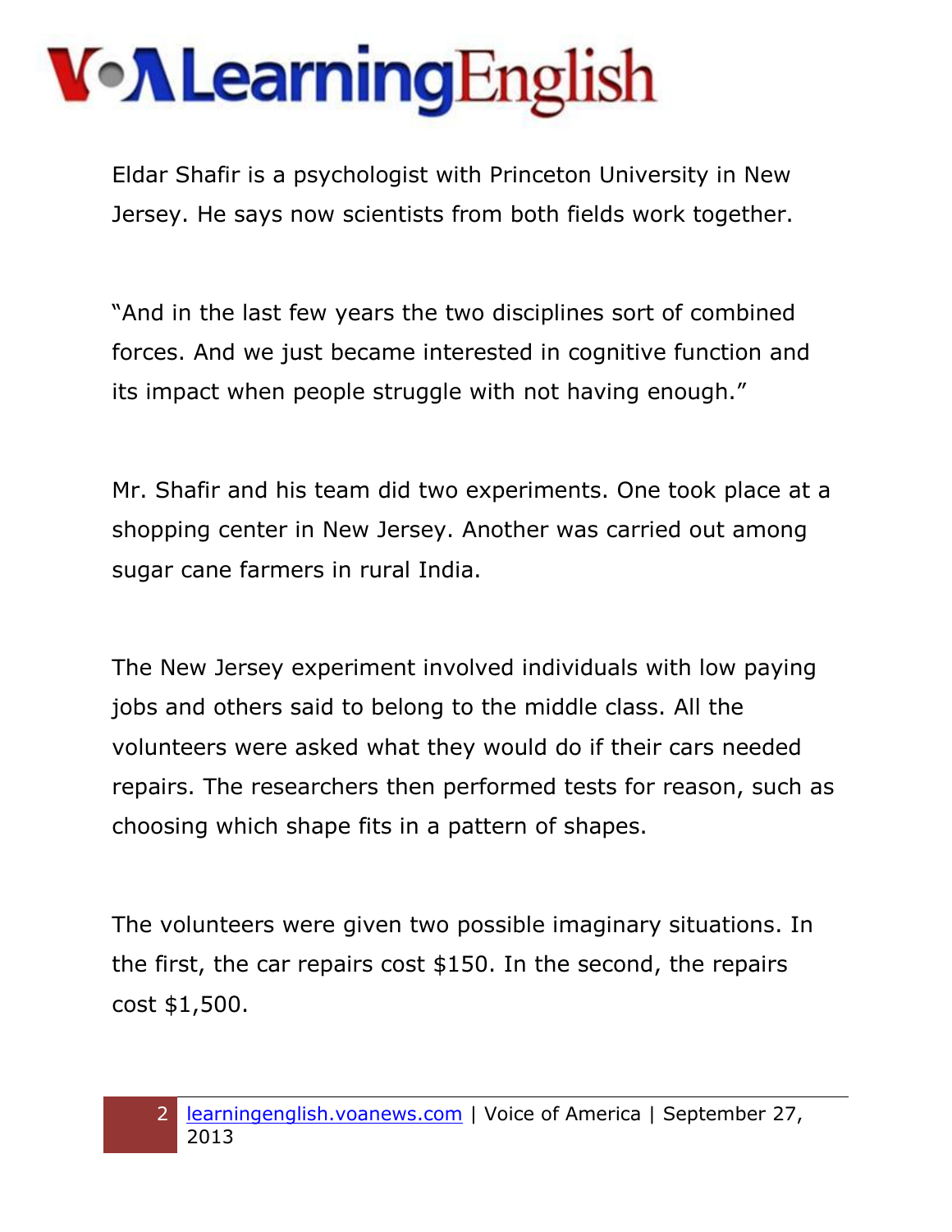Eldar Shafir is a psychologist with Princeton University in New Jersey. He says now scientists from both fields work together.

"And in the last few years the two disciplines sort of combined forces. And we just became interested in cognitive function and its impact when people struggle with not having enough."

Mr. Shafir and his team did two experiments. One took place at a shopping center in New Jersey. Another was carried out among sugar cane farmers in rural India.

The New Jersey experiment involved individuals with low paying jobs and others said to belong to the middle class. All the volunteers were asked what they would do if their cars needed repairs. The researchers then performed tests for reason, such as choosing which shape fits in a pattern of shapes.

The volunteers were given two possible imaginary situations. In the first, the car repairs cost $150. In the second, the repairs cost $1,500.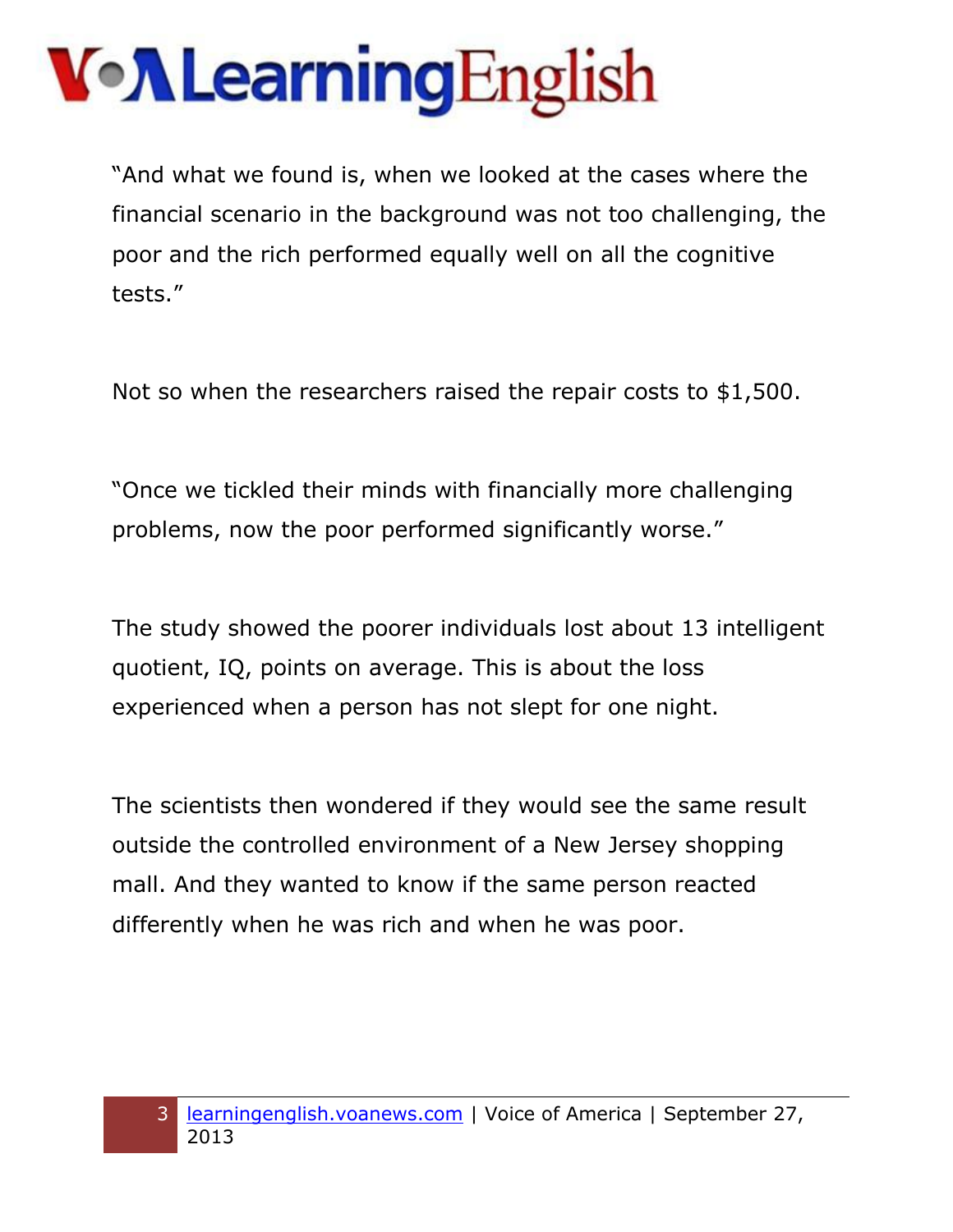"And what we found is, when we looked at the cases where the financial scenario in the background was not too challenging, the poor and the rich performed equally well on all the cognitive tests."

Not so when the researchers raised the repair costs to $1,500.

"Once we tickled their minds with financially more challenging problems, now the poor performed significantly worse."

The study showed the poorer individuals lost about 13 intelligent quotient, IQ, points on average. This is about the loss experienced when a person has not slept for one night.

The scientists then wondered if they would see the same result outside the controlled environment of a New Jersey shopping mall. And they wanted to know if the same person reacted differently when he was rich and when he was poor.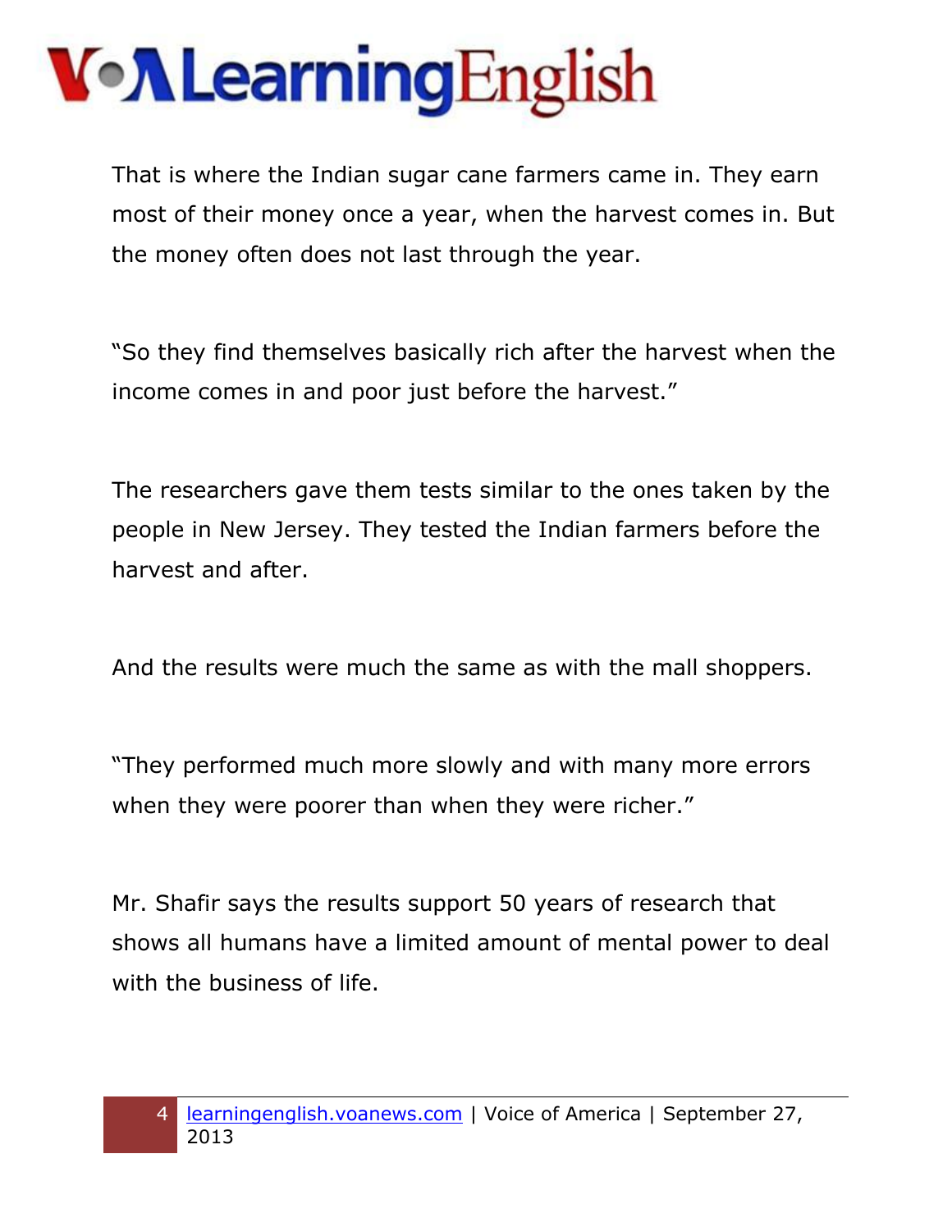That is where the Indian sugar cane farmers came in. They earn most of their money once a year, when the harvest comes in. But the money often does not last through the year.

"So they find themselves basically rich after the harvest when the income comes in and poor just before the harvest."

The researchers gave them tests similar to the ones taken by the people in New Jersey. They tested the Indian farmers before the harvest and after.

And the results were much the same as with the mall shoppers.

"They performed much more slowly and with many more errors when they were poorer than when they were richer."

Mr. Shafir says the results support 50 years of research that shows all humans have a limited amount of mental power to deal with the business of life.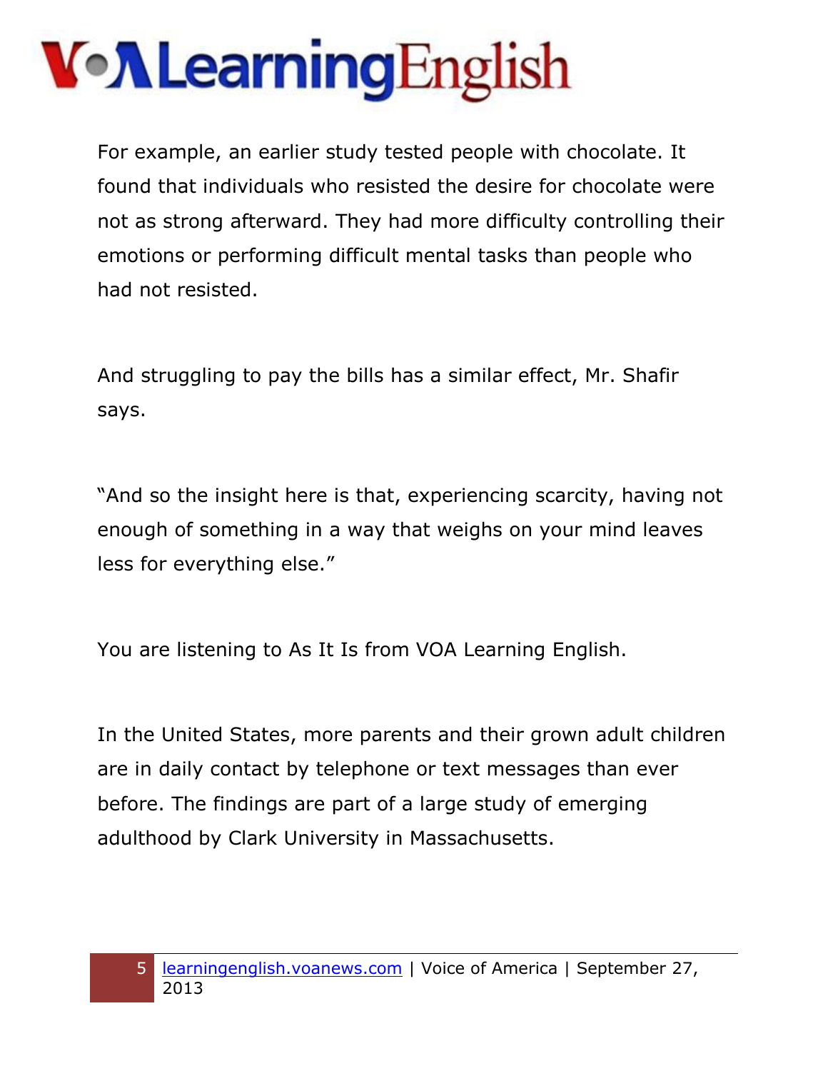For example, an earlier study tested people with chocolate. It found that individuals who resisted the desire for chocolate were not as strong afterward. They had more difficulty controlling their emotions or performing difficult mental tasks than people who had not resisted.

And struggling to pay the bills has a similar effect, Mr. Shafir says.

"And so the insight here is that, experiencing scarcity, having not enough of something in a way that weighs on your mind leaves less for everything else."

You are listening to As It Is from VOA Learning English.

In the United States, more parents and their grown adult children are in daily contact by telephone or text messages than ever before. The findings are part of a large study of emerging adulthood by Clark University in Massachusetts.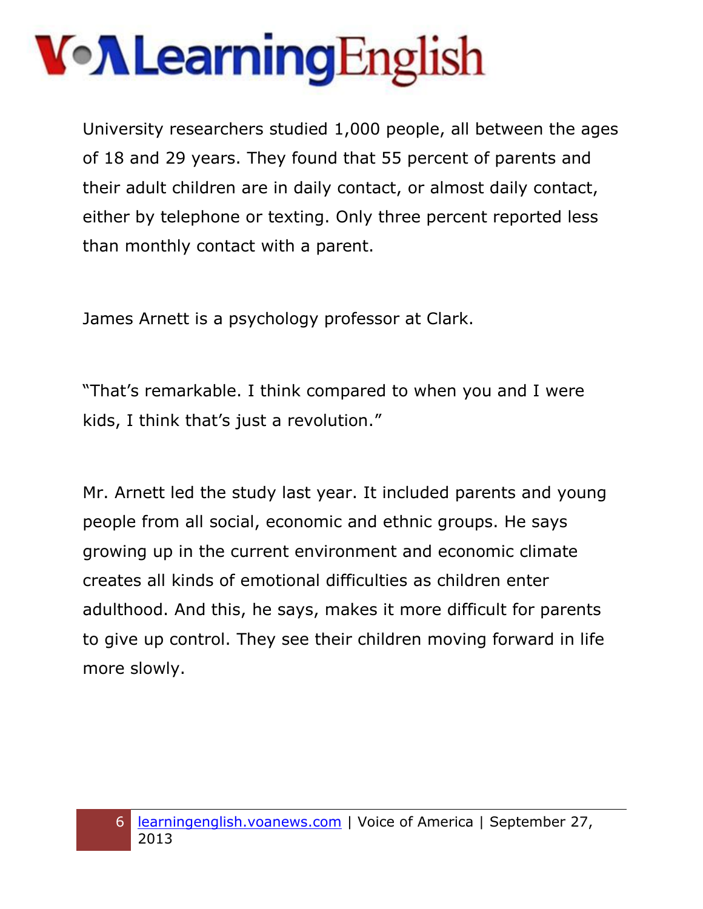University researchers studied 1,000 people, all between the ages of 18 and 29 years. They found that 55 percent of parents and their adult children are in daily contact, or almost daily contact, either by telephone or texting. Only three percent reported less than monthly contact with a parent.

James Arnett is a psychology professor at Clark.

"That's remarkable. I think compared to when you and I were kids, I think that's just a revolution."

Mr. Arnett led the study last year. It included parents and young people from all social, economic and ethnic groups. He says growing up in the current environment and economic climate creates all kinds of emotional difficulties as children enter adulthood. And this, he says, makes it more difficult for parents to give up control. They see their children moving forward in life more slowly.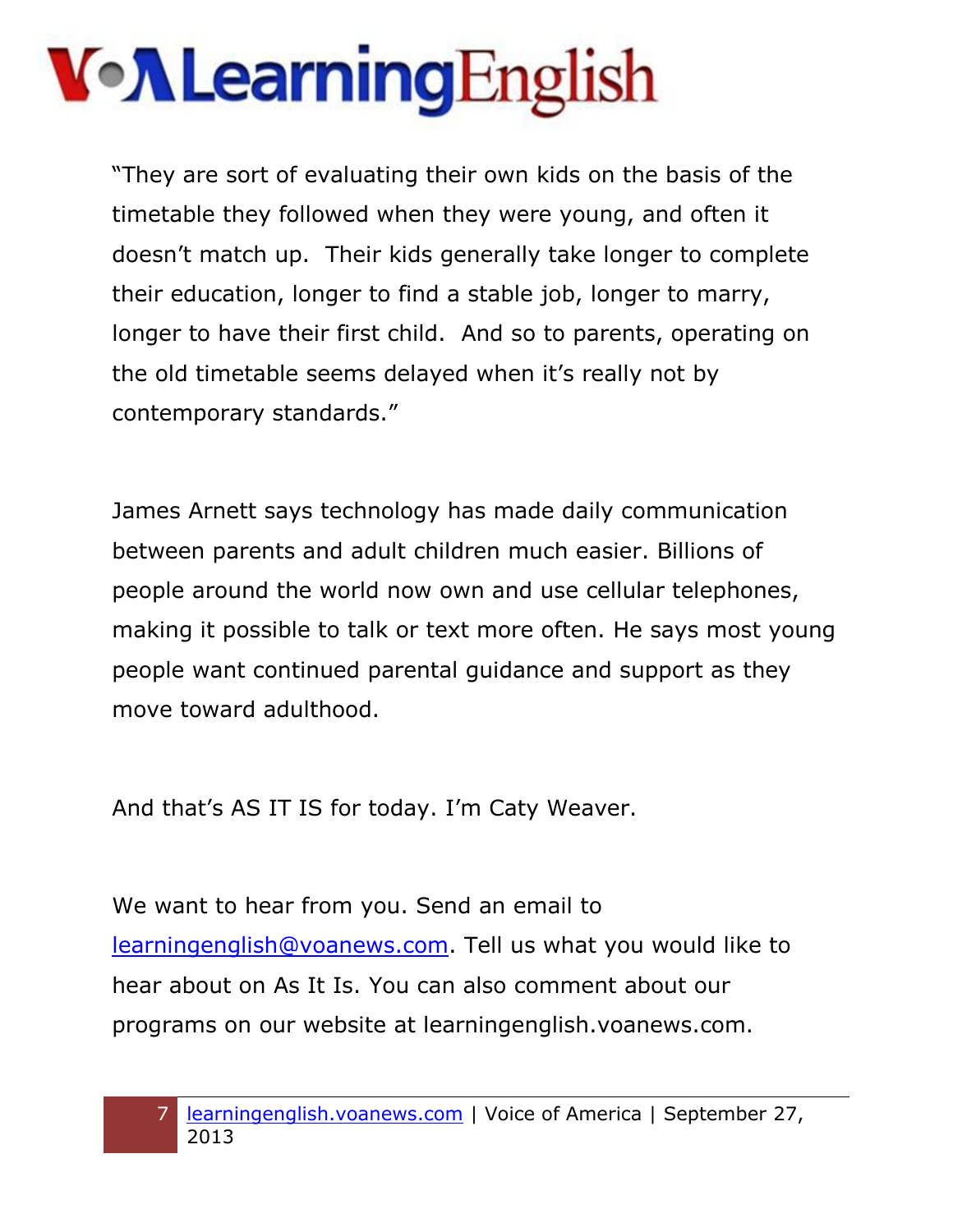"They are sort of evaluating their own kids on the basis of the timetable they followed when they were young, and often it doesn't match up.  Their kids generally take longer to complete their education, longer to find a stable job, longer to marry, longer to have their first child.  And so to parents, operating on the old timetable seems delayed when it's really not by contemporary standards."

James Arnett says technology has made daily communication between parents and adult children much easier. Billions of people around the world now own and use cellular telephones, making it possible to talk or text more often. He says most young people want continued parental guidance and support as they move toward adulthood.

And that's AS IT IS for today. I'm Caty Weaver.

We want to hear from you. Send an email to learningenglish@voanews.com. Tell us what you would like to hear about on As It Is. You can also comment about our programs on our website at learningenglish.voanews.com.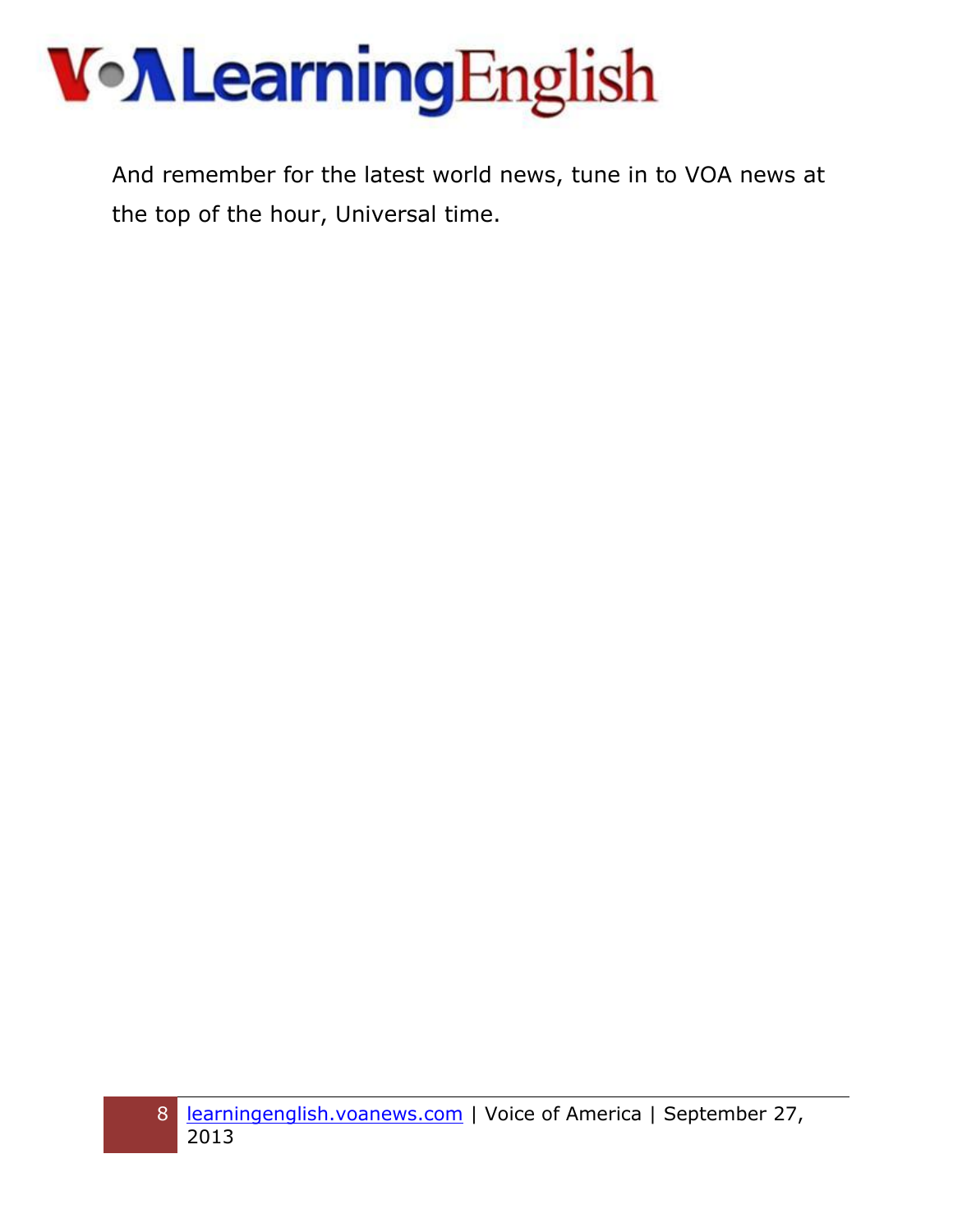And remember for the latest world news, tune in to VOA news at the top of the hour, Universal time.